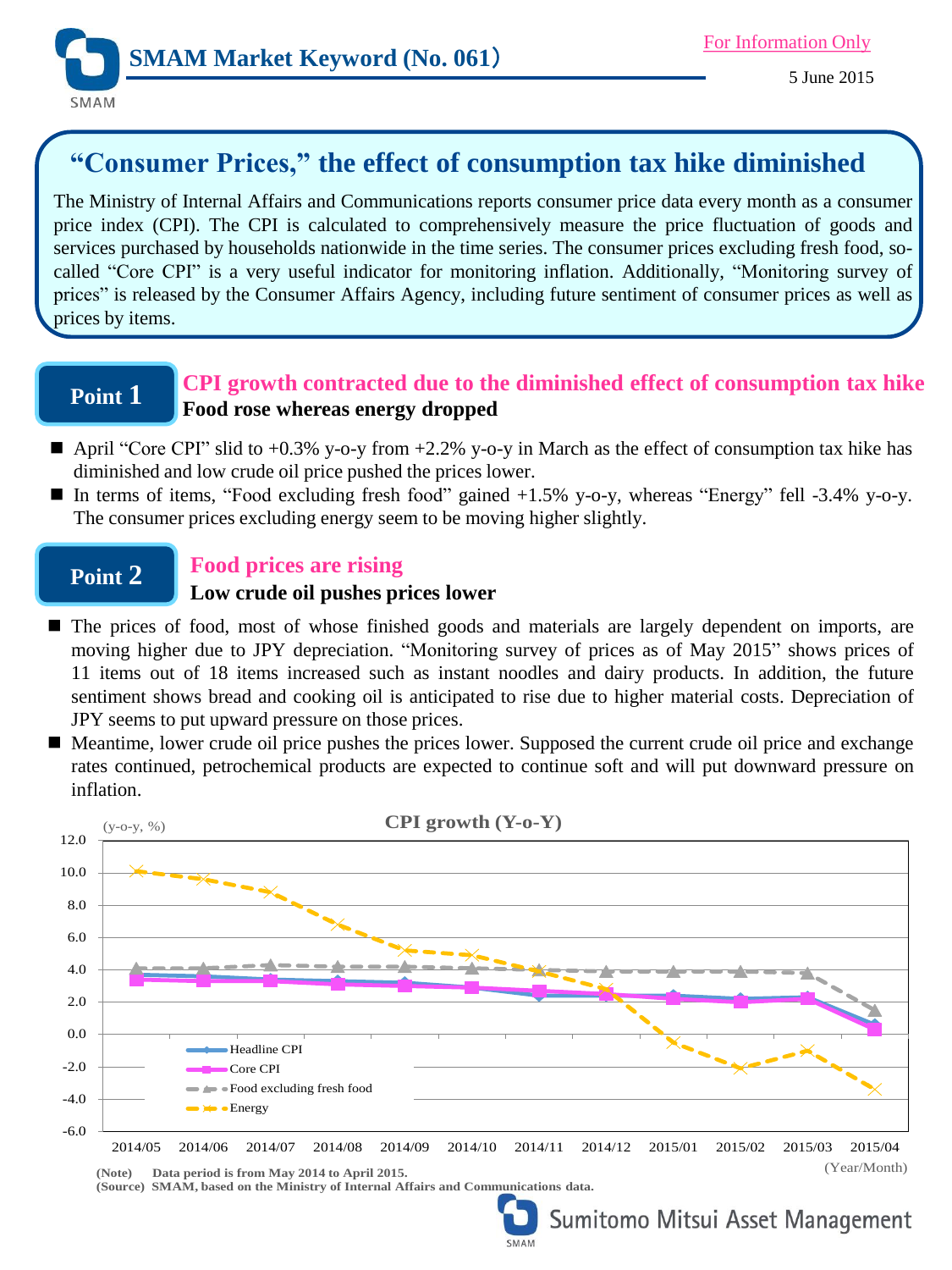SMAM Market Keyword (No. 061)

For Information Only

5 June 2015

# "Consumer Prices," the effect of consumption tax hike diminished

The Ministry of Internal Affairs and Communications reports consumer price data every month as a consumer price index (CPI). The CPI is calculated to comprehensively measure the price fluctuation of goods and services purchased by households nationwide in the time series. The consumer prices excluding fresh food, so-called "Core CPI" is a very useful indicator for monitoring inflation. Additionally, "Monitoring survey of prices" is released by the Consumer Affairs Agency, including future sentiment of consumer prices as well as prices by items.

## Point 1

### CPI growth contracted due to the diminished effect of consumption tax hike

**Food rose whereas energy dropped**

- April "Core CPI" slid to +0.3% y-o-y from +2.2% y-o-y in March as the effect of consumption tax hike has diminished and low crude oil price pushed the prices lower.
- In terms of items, "Food excluding fresh food" gained +1.5% y-o-y, whereas "Energy" fell -3.4% y-o-y. The consumer prices excluding energy seem to be moving higher slightly.

## Point 2

### Food prices are rising

**Low crude oil pushes prices lower**

- The prices of food, most of whose finished goods and materials are largely dependent on imports, are moving higher due to JPY depreciation. "Monitoring survey of prices as of May 2015" shows prices of 11 items out of 18 items increased such as instant noodles and dairy products. In addition, the future sentiment shows bread and cooking oil is anticipated to rise due to higher material costs. Depreciation of JPY seems to put upward pressure on those prices.
- Meantime, lower crude oil price pushes the prices lower. Supposed the current crude oil price and exchange rates continued, petrochemical products are expected to continue soft and will put downward pressure on inflation.

**CPI growth (Y-o-Y)**

(y-o-y, %)

Legend: Headline CPI, Core CPI, Food excluding fresh food, Energy

Y-axis: -6.0 to 12.0; X-axis (Year/Month): 2014/05, 2014/06, 2014/07, 2014/08, 2014/09, 2014/10, 2014/11, 2014/12, 2015/01, 2015/02, 2015/03, 2015/04

(Note) Data period is from May 2014 to April 2015.
(Source) SMAM, based on the Ministry of Internal Affairs and Communications data.

Sumitomo Mitsui Asset Management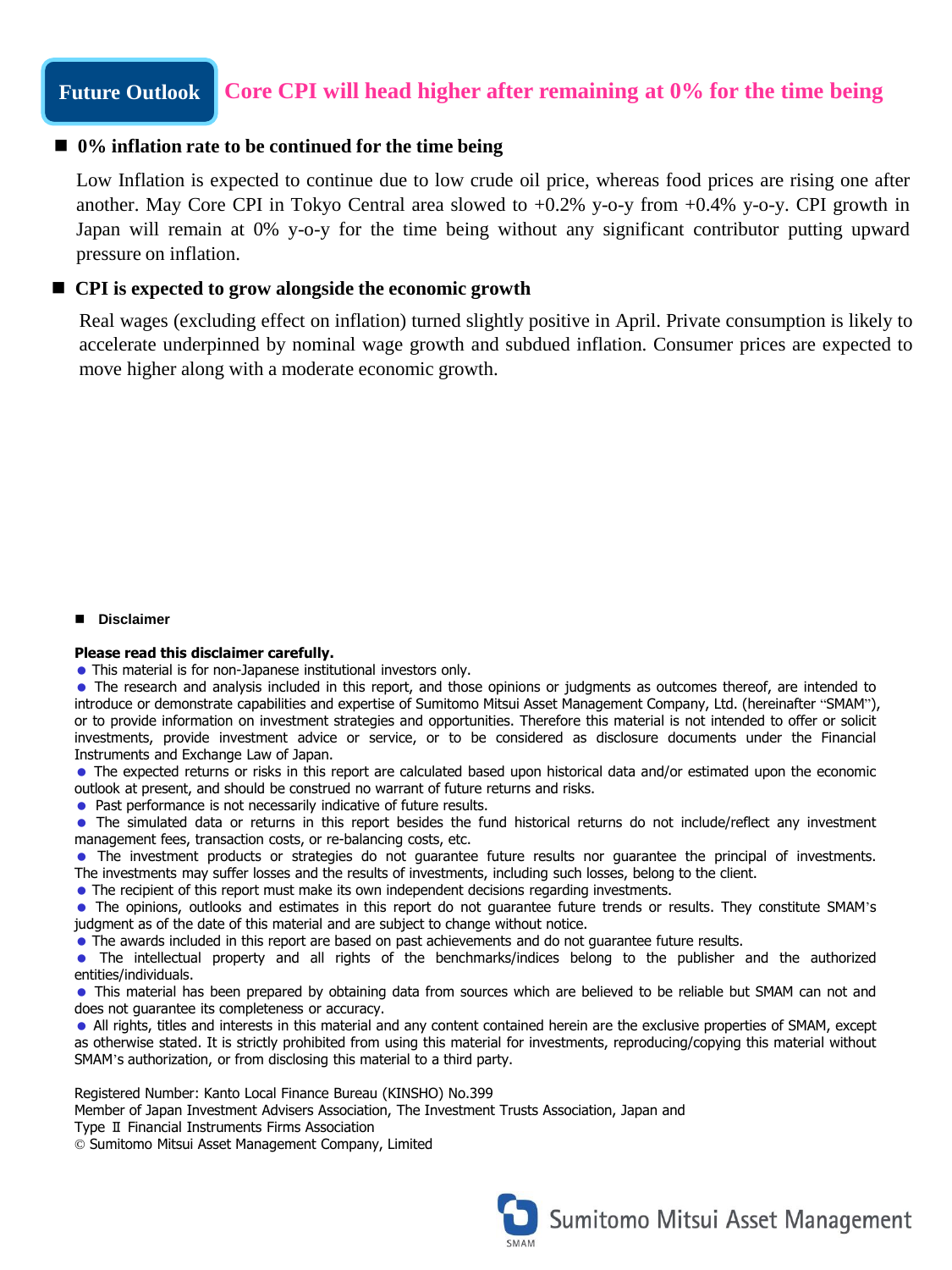## Future Outlook — Core CPI will head higher after remaining at 0% for the time being

### ■ 0% inflation rate to be continued for the time being

Low Inflation is expected to continue due to low crude oil price, whereas food prices are rising one after another. May Core CPI in Tokyo Central area slowed to +0.2% y-o-y from +0.4% y-o-y. CPI growth in Japan will remain at 0% y-o-y for the time being without any significant contributor putting upward pressure on inflation.

### ■ CPI is expected to grow alongside the economic growth

Real wages (excluding effect on inflation) turned slightly positive in April. Private consumption is likely to accelerate underpinned by nominal wage growth and subdued inflation. Consumer prices are expected to move higher along with a moderate economic growth.

#### ■ Disclaimer

**Please read this disclaimer carefully.**

- This material is for non-Japanese institutional investors only.
- The research and analysis included in this report, and those opinions or judgments as outcomes thereof, are intended to introduce or demonstrate capabilities and expertise of Sumitomo Mitsui Asset Management Company, Ltd. (hereinafter "SMAM"), or to provide information on investment strategies and opportunities. Therefore this material is not intended to offer or solicit investments, provide investment advice or service, or to be considered as disclosure documents under the Financial Instruments and Exchange Law of Japan.
- The expected returns or risks in this report are calculated based upon historical data and/or estimated upon the economic outlook at present, and should be construed no warrant of future returns and risks.
- Past performance is not necessarily indicative of future results.
- The simulated data or returns in this report besides the fund historical returns do not include/reflect any investment management fees, transaction costs, or re-balancing costs, etc.
- The investment products or strategies do not guarantee future results nor guarantee the principal of investments. The investments may suffer losses and the results of investments, including such losses, belong to the client.
- The recipient of this report must make its own independent decisions regarding investments.
- The opinions, outlooks and estimates in this report do not guarantee future trends or results. They constitute SMAM's judgment as of the date of this material and are subject to change without notice.
- The awards included in this report are based on past achievements and do not guarantee future results.
- The intellectual property and all rights of the benchmarks/indices belong to the publisher and the authorized entities/individuals.
- This material has been prepared by obtaining data from sources which are believed to be reliable but SMAM can not and does not guarantee its completeness or accuracy.
- All rights, titles and interests in this material and any content contained herein are the exclusive properties of SMAM, except as otherwise stated. It is strictly prohibited from using this material for investments, reproducing/copying this material without SMAM's authorization, or from disclosing this material to a third party.

Registered Number: Kanto Local Finance Bureau (KINSHO) No.399
Member of Japan Investment Advisers Association, The Investment Trusts Association, Japan and
Type Ⅱ Financial Instruments Firms Association
© Sumitomo Mitsui Asset Management Company, Limited

SMAM Sumitomo Mitsui Asset Management